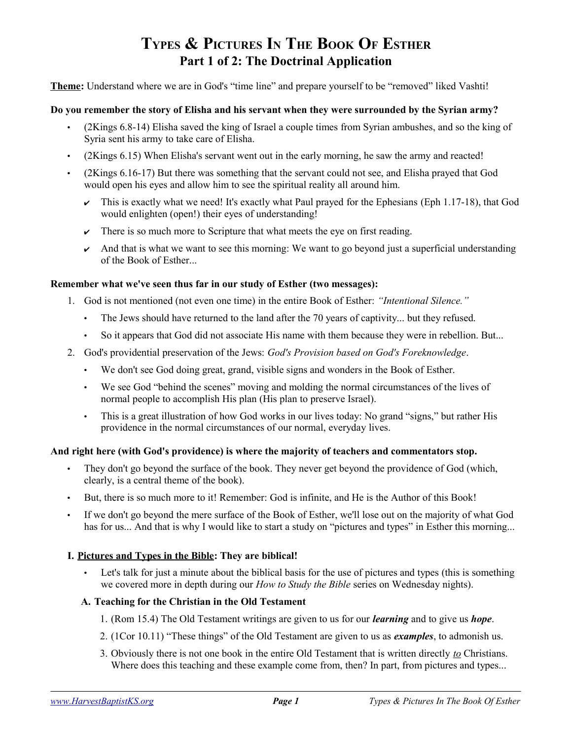# Types & Pictures In The Book Of Esther
## Part 1 of 2: The Doctrinal Application

**Theme:** Understand where we are in God's "time line" and prepare yourself to be "removed" liked Vashti!

**Do you remember the story of Elisha and his servant when they were surrounded by the Syrian army?**

- (2Kings 6.8-14) Elisha saved the king of Israel a couple times from Syrian ambushes, and so the king of Syria sent his army to take care of Elisha.
- (2Kings 6.15) When Elisha's servant went out in the early morning, he saw the army and reacted!
- (2Kings 6.16-17) But there was something that the servant could not see, and Elisha prayed that God would open his eyes and allow him to see the spiritual reality all around him.
  - ✔ This is exactly what we need! It's exactly what Paul prayed for the Ephesians (Eph 1.17-18), that God would enlighten (open!) their eyes of understanding!
  - ✔ There is so much more to Scripture that what meets the eye on first reading.
  - ✔ And that is what we want to see this morning: We want to go beyond just a superficial understanding of the Book of Esther...

**Remember what we've seen thus far in our study of Esther (two messages):**

1. God is not mentioned (not even one time) in the entire Book of Esther: *"Intentional Silence."*
   - The Jews should have returned to the land after the 70 years of captivity... but they refused.
   - So it appears that God did not associate His name with them because they were in rebellion. But...
2. God's providential preservation of the Jews: *God's Provision based on God's Foreknowledge*.
   - We don't see God doing great, grand, visible signs and wonders in the Book of Esther.
   - We see God "behind the scenes" moving and molding the normal circumstances of the lives of normal people to accomplish His plan (His plan to preserve Israel).
   - This is a great illustration of how God works in our lives today: No grand "signs," but rather His providence in the normal circumstances of our normal, everyday lives.

**And right here (with God's providence) is where the majority of teachers and commentators stop.**

- They don't go beyond the surface of the book. They never get beyond the providence of God (which, clearly, is a central theme of the book).
- But, there is so much more to it! Remember: God is infinite, and He is the Author of this Book!
- If we don't go beyond the mere surface of the Book of Esther, we'll lose out on the majority of what God has for us... And that is why I would like to start a study on "pictures and types" in Esther this morning...

### I. Pictures and Types in the Bible: They are biblical!

- Let's talk for just a minute about the biblical basis for the use of pictures and types (this is something we covered more in depth during our *How to Study the Bible* series on Wednesday nights).

#### A. Teaching for the Christian in the Old Testament

1. (Rom 15.4) The Old Testament writings are given to us for our ***learning*** and to give us ***hope***.
2. (1Cor 10.11) "These things" of the Old Testament are given to us as ***examples***, to admonish us.
3. Obviously there is not one book in the entire Old Testament that is written directly *to* Christians. Where does this teaching and these example come from, then? In part, from pictures and types...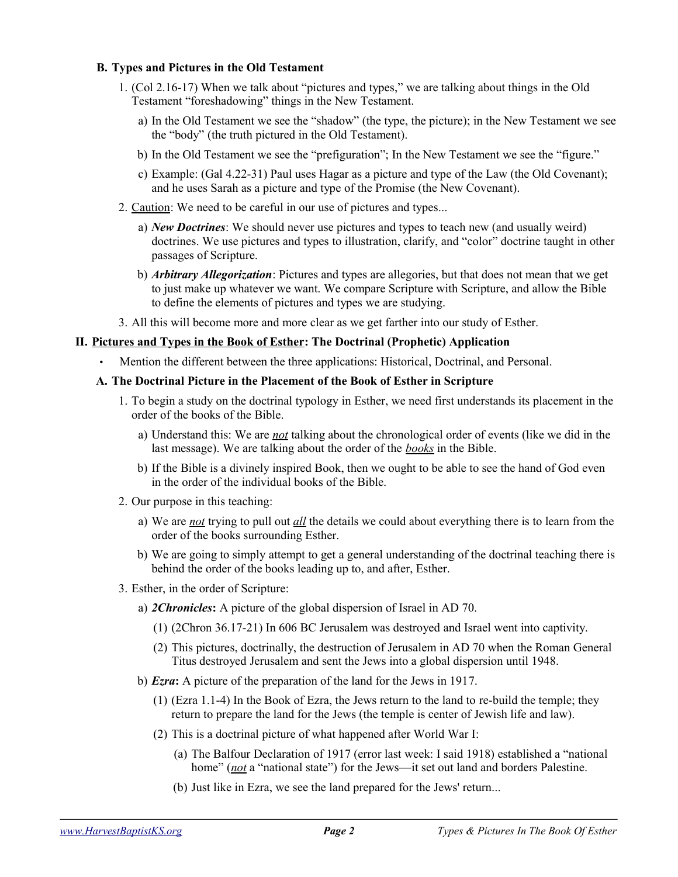### B. Types and Pictures in the Old Testament

1. (Col 2.16-17) When we talk about "pictures and types," we are talking about things in the Old Testament "foreshadowing" things in the New Testament.
   a) In the Old Testament we see the "shadow" (the type, the picture); in the New Testament we see the "body" (the truth pictured in the Old Testament).
   b) In the Old Testament we see the "prefiguration"; In the New Testament we see the "figure."
   c) Example: (Gal 4.22-31) Paul uses Hagar as a picture and type of the Law (the Old Covenant); and he uses Sarah as a picture and type of the Promise (the New Covenant).
2. <u>Caution</u>: We need to be careful in our use of pictures and types...
   a) ***New Doctrines***: We should never use pictures and types to teach new (and usually weird) doctrines. We use pictures and types to illustration, clarify, and "color" doctrine taught in other passages of Scripture.
   b) ***Arbitrary Allegorization***: Pictures and types are allegories, but that does not mean that we get to just make up whatever we want. We compare Scripture with Scripture, and allow the Bible to define the elements of pictures and types we are studying.
3. All this will become more and more clear as we get farther into our study of Esther.

## II. <u>Pictures and Types in the Book of Esther</u>: The Doctrinal (Prophetic) Application

- Mention the different between the three applications: Historical, Doctrinal, and Personal.

### A. The Doctrinal Picture in the Placement of the Book of Esther in Scripture

1. To begin a study on the doctrinal typology in Esther, we need first understands its placement in the order of the books of the Bible.
   a) Understand this: We are ***<u>not</u>*** talking about the chronological order of events (like we did in the last message). We are talking about the order of the ***<u>books</u>*** in the Bible.
   b) If the Bible is a divinely inspired Book, then we ought to be able to see the hand of God even in the order of the individual books of the Bible.
2. Our purpose in this teaching:
   a) We are ***<u>not</u>*** trying to pull out ***<u>all</u>*** the details we could about everything there is to learn from the order of the books surrounding Esther.
   b) We are going to simply attempt to get a general understanding of the doctrinal teaching there is behind the order of the books leading up to, and after, Esther.
3. Esther, in the order of Scripture:
   a) ***2Chronicles*****:** A picture of the global dispersion of Israel in AD 70.
      (1) (2Chron 36.17-21) In 606 BC Jerusalem was destroyed and Israel went into captivity.
      (2) This pictures, doctrinally, the destruction of Jerusalem in AD 70 when the Roman General Titus destroyed Jerusalem and sent the Jews into a global dispersion until 1948.
   b) ***Ezra*****:** A picture of the preparation of the land for the Jews in 1917.
      (1) (Ezra 1.1-4) In the Book of Ezra, the Jews return to the land to re-build the temple; they return to prepare the land for the Jews (the temple is center of Jewish life and law).
      (2) This is a doctrinal picture of what happened after World War I:
         (a) The Balfour Declaration of 1917 (error last week: I said 1918) established a "national home" (***<u>not</u>*** a "national state") for the Jews—it set out land and borders Palestine.
         (b) Just like in Ezra, we see the land prepared for the Jews' return...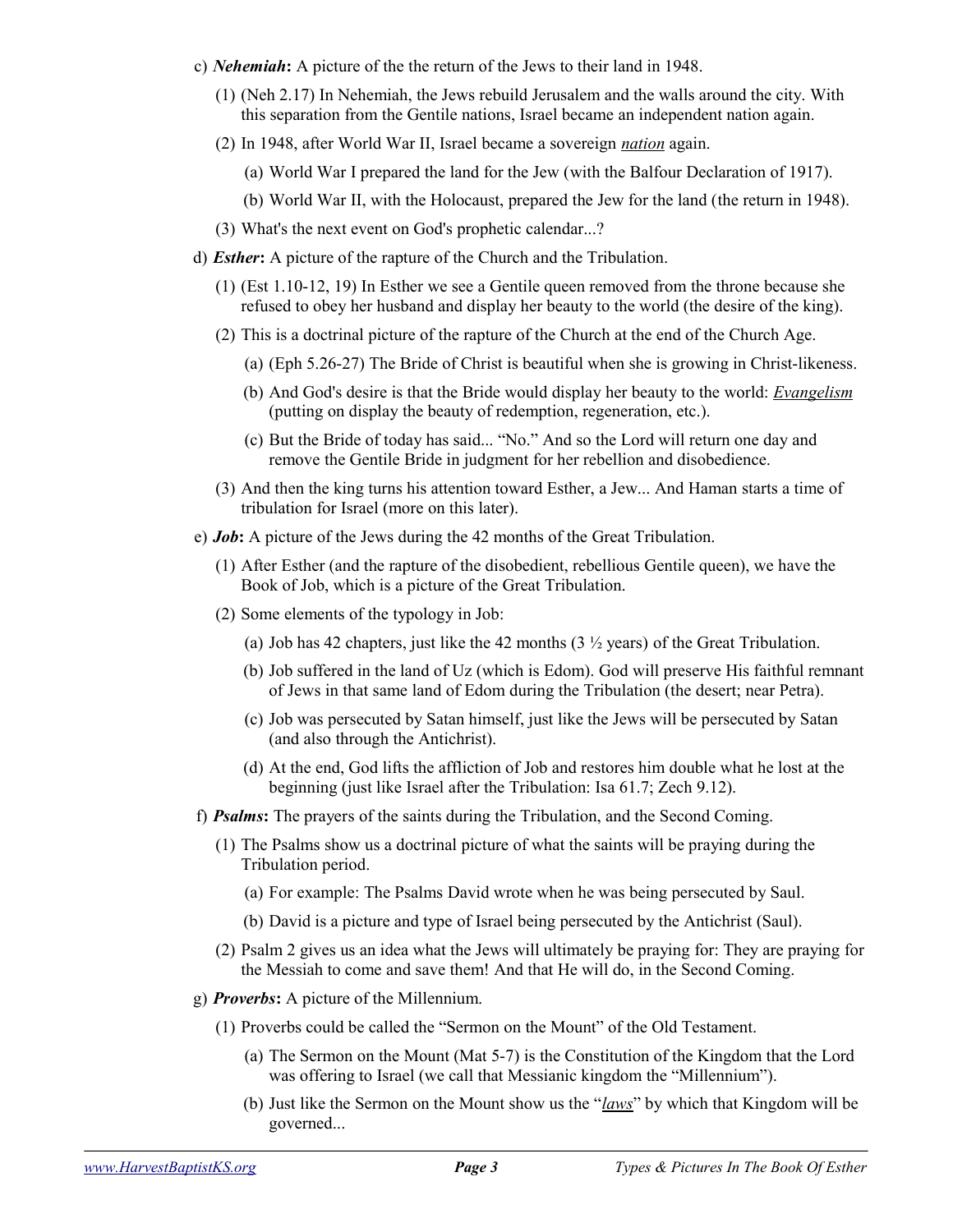c) ***Nehemiah*:** A picture of the the return of the Jews to their land in 1948.

(1) (Neh 2.17) In Nehemiah, the Jews rebuild Jerusalem and the walls around the city. With this separation from the Gentile nations, Israel became an independent nation again.

(2) In 1948, after World War II, Israel became a sovereign *nation* again.

(a) World War I prepared the land for the Jew (with the Balfour Declaration of 1917).

(b) World War II, with the Holocaust, prepared the Jew for the land (the return in 1948).

(3) What's the next event on God's prophetic calendar...?

d) ***Esther*:** A picture of the rapture of the Church and the Tribulation.

(1) (Est 1.10-12, 19) In Esther we see a Gentile queen removed from the throne because she refused to obey her husband and display her beauty to the world (the desire of the king).

(2) This is a doctrinal picture of the rapture of the Church at the end of the Church Age.

(a) (Eph 5.26-27) The Bride of Christ is beautiful when she is growing in Christ-likeness.

(b) And God's desire is that the Bride would display her beauty to the world: *Evangelism* (putting on display the beauty of redemption, regeneration, etc.).

(c) But the Bride of today has said... "No." And so the Lord will return one day and remove the Gentile Bride in judgment for her rebellion and disobedience.

(3) And then the king turns his attention toward Esther, a Jew... And Haman starts a time of tribulation for Israel (more on this later).

e) ***Job*:** A picture of the Jews during the 42 months of the Great Tribulation.

(1) After Esther (and the rapture of the disobedient, rebellious Gentile queen), we have the Book of Job, which is a picture of the Great Tribulation.

(2) Some elements of the typology in Job:

(a) Job has 42 chapters, just like the 42 months (3 ½ years) of the Great Tribulation.

(b) Job suffered in the land of Uz (which is Edom). God will preserve His faithful remnant of Jews in that same land of Edom during the Tribulation (the desert; near Petra).

(c) Job was persecuted by Satan himself, just like the Jews will be persecuted by Satan (and also through the Antichrist).

(d) At the end, God lifts the affliction of Job and restores him double what he lost at the beginning (just like Israel after the Tribulation: Isa 61.7; Zech 9.12).

f) ***Psalms*:** The prayers of the saints during the Tribulation, and the Second Coming.

(1) The Psalms show us a doctrinal picture of what the saints will be praying during the Tribulation period.

(a) For example: The Psalms David wrote when he was being persecuted by Saul.

(b) David is a picture and type of Israel being persecuted by the Antichrist (Saul).

(2) Psalm 2 gives us an idea what the Jews will ultimately be praying for: They are praying for the Messiah to come and save them! And that He will do, in the Second Coming.

g) ***Proverbs*:** A picture of the Millennium.

(1) Proverbs could be called the "Sermon on the Mount" of the Old Testament.

(a) The Sermon on the Mount (Mat 5-7) is the Constitution of the Kingdom that the Lord was offering to Israel (we call that Messianic kingdom the "Millennium").

(b) Just like the Sermon on the Mount show us the "*laws*" by which that Kingdom will be governed...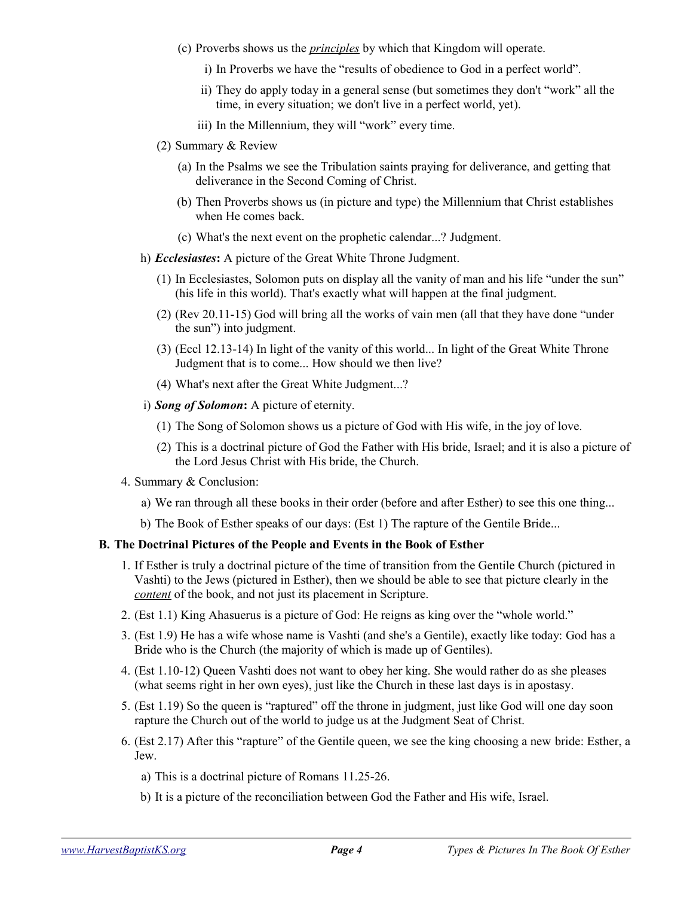(c) Proverbs shows us the *principles* by which that Kingdom will operate.

i) In Proverbs we have the "results of obedience to God in a perfect world".

ii) They do apply today in a general sense (but sometimes they don't "work" all the time, in every situation; we don't live in a perfect world, yet).

iii) In the Millennium, they will "work" every time.

(2) Summary & Review

(a) In the Psalms we see the Tribulation saints praying for deliverance, and getting that deliverance in the Second Coming of Christ.

(b) Then Proverbs shows us (in picture and type) the Millennium that Christ establishes when He comes back.

(c) What's the next event on the prophetic calendar...? Judgment.

h) ***Ecclesiastes*:** A picture of the Great White Throne Judgment.

(1) In Ecclesiastes, Solomon puts on display all the vanity of man and his life "under the sun" (his life in this world). That's exactly what will happen at the final judgment.

(2) (Rev 20.11-15) God will bring all the works of vain men (all that they have done "under the sun") into judgment.

(3) (Eccl 12.13-14) In light of the vanity of this world... In light of the Great White Throne Judgment that is to come... How should we then live?

(4) What's next after the Great White Judgment...?

i) ***Song of Solomon*:** A picture of eternity.

(1) The Song of Solomon shows us a picture of God with His wife, in the joy of love.

(2) This is a doctrinal picture of God the Father with His bride, Israel; and it is also a picture of the Lord Jesus Christ with His bride, the Church.

4. Summary & Conclusion:

a) We ran through all these books in their order (before and after Esther) to see this one thing...

b) The Book of Esther speaks of our days: (Est 1) The rapture of the Gentile Bride...

### B. The Doctrinal Pictures of the People and Events in the Book of Esther

1. If Esther is truly a doctrinal picture of the time of transition from the Gentile Church (pictured in Vashti) to the Jews (pictured in Esther), then we should be able to see that picture clearly in the *content* of the book, and not just its placement in Scripture.

2. (Est 1.1) King Ahasuerus is a picture of God: He reigns as king over the "whole world."

3. (Est 1.9) He has a wife whose name is Vashti (and she's a Gentile), exactly like today: God has a Bride who is the Church (the majority of which is made up of Gentiles).

4. (Est 1.10-12) Queen Vashti does not want to obey her king. She would rather do as she pleases (what seems right in her own eyes), just like the Church in these last days is in apostasy.

5. (Est 1.19) So the queen is "raptured" off the throne in judgment, just like God will one day soon rapture the Church out of the world to judge us at the Judgment Seat of Christ.

6. (Est 2.17) After this "rapture" of the Gentile queen, we see the king choosing a new bride: Esther, a Jew.

a) This is a doctrinal picture of Romans 11.25-26.

b) It is a picture of the reconciliation between God the Father and His wife, Israel.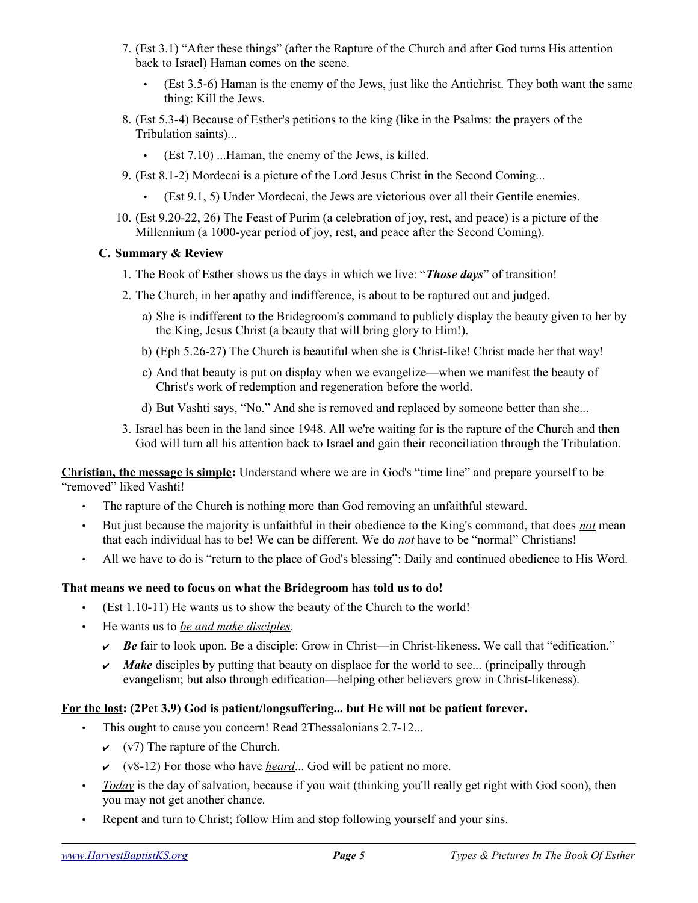7. (Est 3.1) "After these things" (after the Rapture of the Church and after God turns His attention back to Israel) Haman comes on the scene.
   - (Est 3.5-6) Haman is the enemy of the Jews, just like the Antichrist. They both want the same thing: Kill the Jews.
8. (Est 5.3-4) Because of Esther's petitions to the king (like in the Psalms: the prayers of the Tribulation saints)...
   - (Est 7.10) ...Haman, the enemy of the Jews, is killed.
9. (Est 8.1-2) Mordecai is a picture of the Lord Jesus Christ in the Second Coming...
   - (Est 9.1, 5) Under Mordecai, the Jews are victorious over all their Gentile enemies.
10. (Est 9.20-22, 26) The Feast of Purim (a celebration of joy, rest, and peace) is a picture of the Millennium (a 1000-year period of joy, rest, and peace after the Second Coming).

### C. Summary & Review

1. The Book of Esther shows us the days in which we live: "***Those days***" of transition!
2. The Church, in her apathy and indifference, is about to be raptured out and judged.
   a) She is indifferent to the Bridegroom's command to publicly display the beauty given to her by the King, Jesus Christ (a beauty that will bring glory to Him!).
   b) (Eph 5.26-27) The Church is beautiful when she is Christ-like! Christ made her that way!
   c) And that beauty is put on display when we evangelize—when we manifest the beauty of Christ's work of redemption and regeneration before the world.
   d) But Vashti says, "No." And she is removed and replaced by someone better than she...
3. Israel has been in the land since 1948. All we're waiting for is the rapture of the Church and then God will turn all his attention back to Israel and gain their reconciliation through the Tribulation.

<u>**Christian, the message is simple**</u>**:** Understand where we are in God's "time line" and prepare yourself to be "removed" liked Vashti!

- The rapture of the Church is nothing more than God removing an unfaithful steward.
- But just because the majority is unfaithful in their obedience to the King's command, that does <u>*not*</u> mean that each individual has to be! We can be different. We do <u>*not*</u> have to be "normal" Christians!
- All we have to do is "return to the place of God's blessing": Daily and continued obedience to His Word.

**That means we need to focus on what the Bridegroom has told us to do!**

- (Est 1.10-11) He wants us to show the beauty of the Church to the world!
- He wants us to <u>*be and make disciples*</u>.
  - ✔ ***Be*** fair to look upon. Be a disciple: Grow in Christ—in Christ-likeness. We call that "edification."
  - ✔ ***Make*** disciples by putting that beauty on displace for the world to see... (principally through evangelism; but also through edification—helping other believers grow in Christ-likeness).

<u>**For the lost**</u>**: (2Pet 3.9) God is patient/longsuffering... but He will not be patient forever.**

- This ought to cause you concern! Read 2Thessalonians 2.7-12...
  - ✔ (v7) The rapture of the Church.
  - ✔ (v8-12) For those who have <u>*heard*</u>... God will be patient no more.
- <u>*Today*</u> is the day of salvation, because if you wait (thinking you'll really get right with God soon), then you may not get another chance.
- Repent and turn to Christ; follow Him and stop following yourself and your sins.